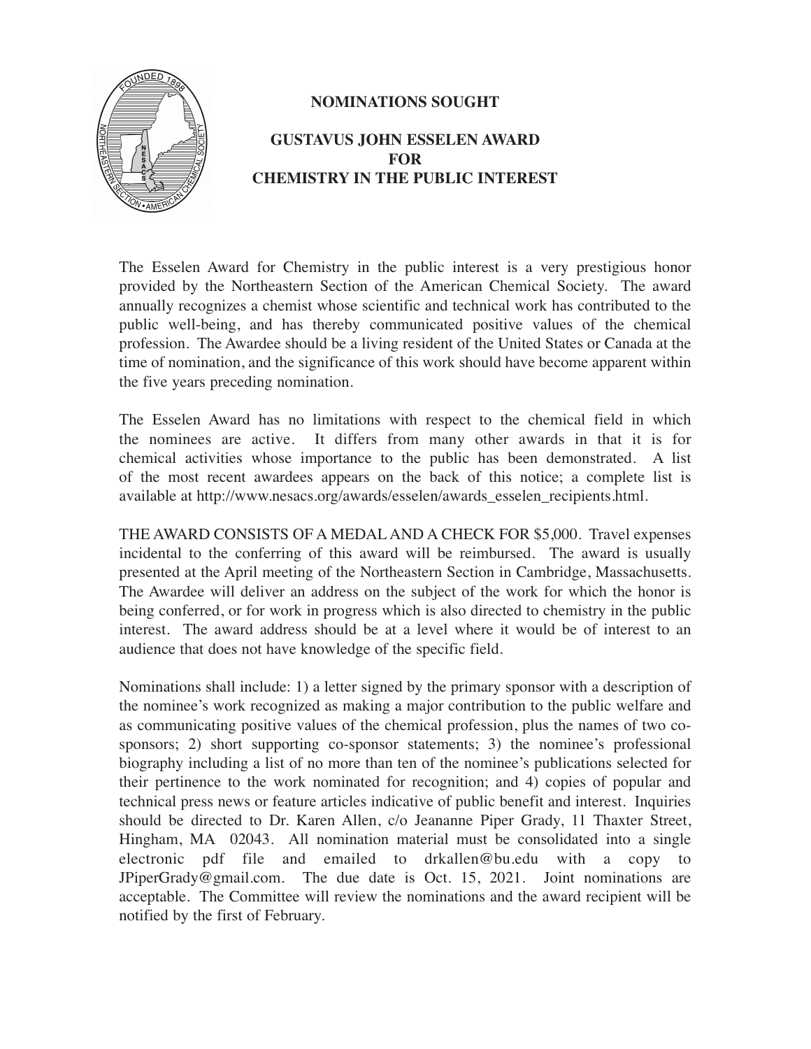## NOMINATIONS SOUGHT

## GUSTAVUS JOHN ESSELEN AWARD FOR CHEMISTRY IN THE PUBLIC INTEREST

The Esselen Award for Chemistry in the public interest is a very prestigious honor provided by the Northeastern Section of the American Chemical Society. The award annually recognizes a chemist whose scientific and technical work has contributed to the public well-being, and has thereby communicated positive values of the chemical profession. The Awardee should be a living resident of the United States or Canada at the time of nomination, and the significance of this work should have become apparent within the five years preceding nomination.

The Esselen Award has no limitations with respect to the chemical field in which the nominees are active. It differs from many other awards in that it is for chemical activities whose importance to the public has been demonstrated. A list of the most recent awardees appears on the back of this notice; a complete list is available at http://www.nesacs.org/awards/esselen/awards_esselen_recipients.html.

THE AWARD CONSISTS OF A MEDAL AND A CHECK FOR $5,000. Travel expenses incidental to the conferring of this award will be reimbursed. The award is usually presented at the April meeting of the Northeastern Section in Cambridge, Massachusetts. The Awardee will deliver an address on the subject of the work for which the honor is being conferred, or for work in progress which is also directed to chemistry in the public interest. The award address should be at a level where it would be of interest to an audience that does not have knowledge of the specific field.

Nominations shall include: 1) a letter signed by the primary sponsor with a description of the nominee's work recognized as making a major contribution to the public welfare and as communicating positive values of the chemical profession, plus the names of two co-sponsors; 2) short supporting co-sponsor statements; 3) the nominee's professional biography including a list of no more than ten of the nominee's publications selected for their pertinence to the work nominated for recognition; and 4) copies of popular and technical press news or feature articles indicative of public benefit and interest. Inquiries should be directed to Dr. Karen Allen, c/o Jeananne Piper Grady, 11 Thaxter Street, Hingham, MA 02043. All nomination material must be consolidated into a single electronic pdf file and emailed to drkallen@bu.edu with a copy to JPiperGrady@gmail.com. The due date is Oct. 15, 2021. Joint nominations are acceptable. The Committee will review the nominations and the award recipient will be notified by the first of February.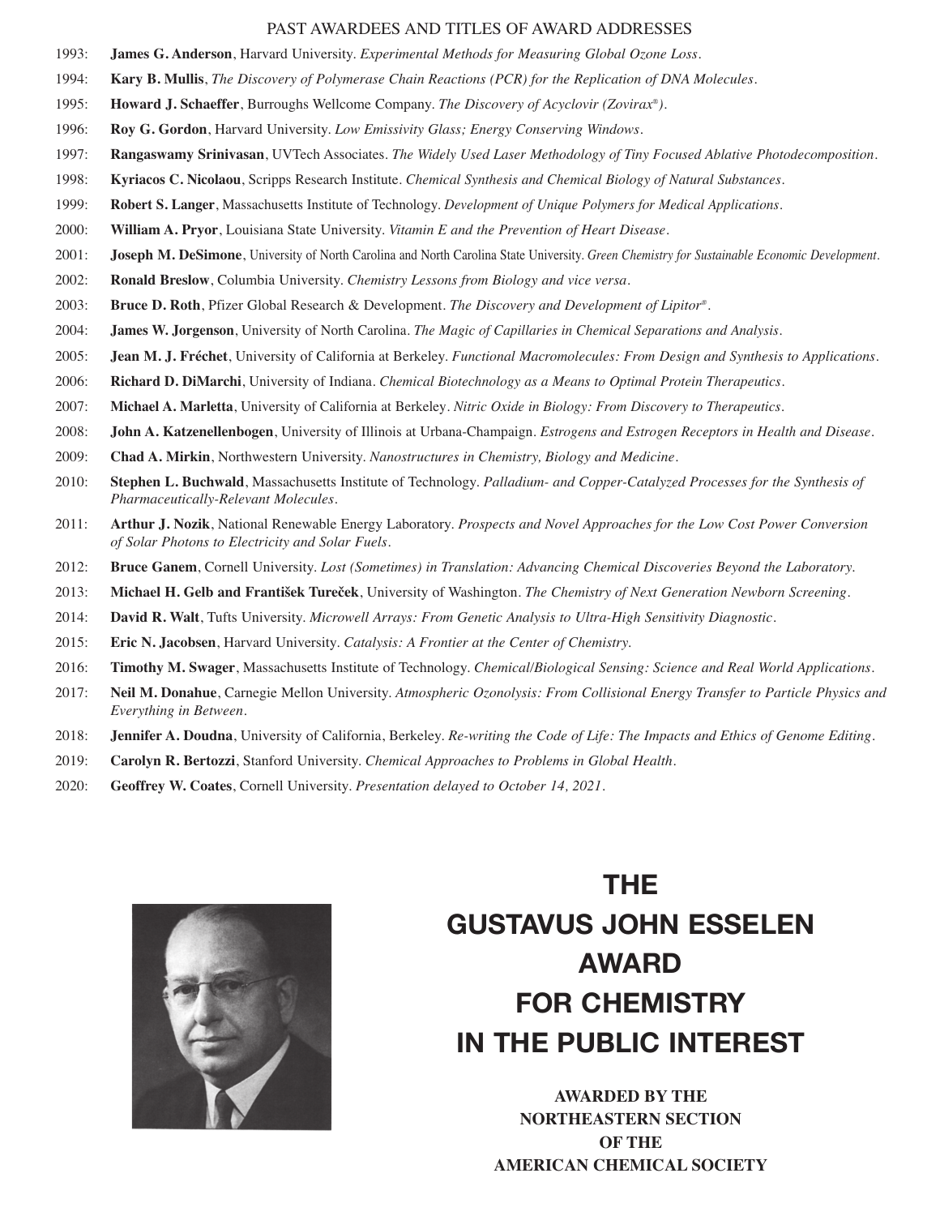PAST AWARDEES AND TITLES OF AWARD ADDRESSES

1993: **James G. Anderson**, Harvard University. *Experimental Methods for Measuring Global Ozone Loss*.

1994: **Kary B. Mullis**, *The Discovery of Polymerase Chain Reactions (PCR) for the Replication of DNA Molecules*.

1995: **Howard J. Schaeffer**, Burroughs Wellcome Company. *The Discovery of Acyclovir (Zovirax®)*.

1996: **Roy G. Gordon**, Harvard University. *Low Emissivity Glass; Energy Conserving Windows*.

1997: **Rangaswamy Srinivasan**, UVTech Associates. *The Widely Used Laser Methodology of Tiny Focused Ablative Photodecomposition*.

1998: **Kyriacos C. Nicolaou**, Scripps Research Institute. *Chemical Synthesis and Chemical Biology of Natural Substances*.

1999: **Robert S. Langer**, Massachusetts Institute of Technology. *Development of Unique Polymers for Medical Applications*.

2000: **William A. Pryor**, Louisiana State University. *Vitamin E and the Prevention of Heart Disease*.

2001: **Joseph M. DeSimone**, University of North Carolina and North Carolina State University. *Green Chemistry for Sustainable Economic Development*.

2002: **Ronald Breslow**, Columbia University. *Chemistry Lessons from Biology and vice versa*.

2003: **Bruce D. Roth**, Pfizer Global Research & Development. *The Discovery and Development of Lipitor®*.

2004: **James W. Jorgenson**, University of North Carolina. *The Magic of Capillaries in Chemical Separations and Analysis*.

2005: **Jean M. J. Fréchet**, University of California at Berkeley. *Functional Macromolecules: From Design and Synthesis to Applications*.

2006: **Richard D. DiMarchi**, University of Indiana. *Chemical Biotechnology as a Means to Optimal Protein Therapeutics*.

2007: **Michael A. Marletta**, University of California at Berkeley. *Nitric Oxide in Biology: From Discovery to Therapeutics*.

2008: **John A. Katzenellenbogen**, University of Illinois at Urbana-Champaign. *Estrogens and Estrogen Receptors in Health and Disease*.

2009: **Chad A. Mirkin**, Northwestern University. *Nanostructures in Chemistry, Biology and Medicine*.

2010: **Stephen L. Buchwald**, Massachusetts Institute of Technology. *Palladium- and Copper-Catalyzed Processes for the Synthesis of Pharmaceutically-Relevant Molecules*.

2011: **Arthur J. Nozik**, National Renewable Energy Laboratory. *Prospects and Novel Approaches for the Low Cost Power Conversion of Solar Photons to Electricity and Solar Fuels*.

2012: **Bruce Ganem**, Cornell University. *Lost (Sometimes) in Translation: Advancing Chemical Discoveries Beyond the Laboratory*.

2013: **Michael H. Gelb and František Tureček**, University of Washington. *The Chemistry of Next Generation Newborn Screening*.

2014: **David R. Walt**, Tufts University. *Microwell Arrays: From Genetic Analysis to Ultra-High Sensitivity Diagnostic*.

2015: **Eric N. Jacobsen**, Harvard University. *Catalysis: A Frontier at the Center of Chemistry*.

2016: **Timothy M. Swager**, Massachusetts Institute of Technology. *Chemical/Biological Sensing: Science and Real World Applications*.

2017: **Neil M. Donahue**, Carnegie Mellon University. *Atmospheric Ozonolysis: From Collisional Energy Transfer to Particle Physics and Everything in Between*.

2018: **Jennifer A. Doudna**, University of California, Berkeley. *Re-writing the Code of Life: The Impacts and Ethics of Genome Editing*.

2019: **Carolyn R. Bertozzi**, Stanford University. *Chemical Approaches to Problems in Global Health*.

2020: **Geoffrey W. Coates**, Cornell University. *Presentation delayed to October 14, 2021*.

# THE GUSTAVUS JOHN ESSELEN AWARD FOR CHEMISTRY IN THE PUBLIC INTEREST

**AWARDED BY THE NORTHEASTERN SECTION OF THE AMERICAN CHEMICAL SOCIETY**